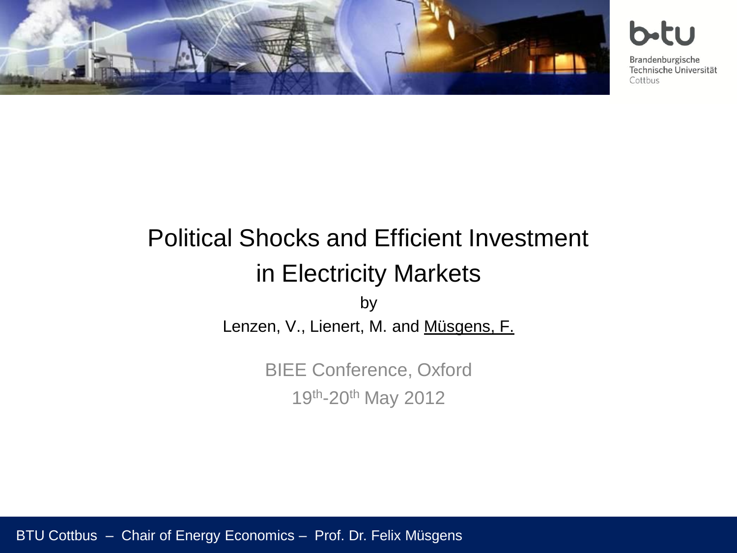# Political Shocks and Efficient Investment in Electricity Markets

by

Lenzen, V., Lienert, M. and Müsgens, F.

BIEE Conference, Oxford

19th-20th May 2012

BTU Cottbus – Chair of Energy Economics – Prof. Dr. Felix Müsgens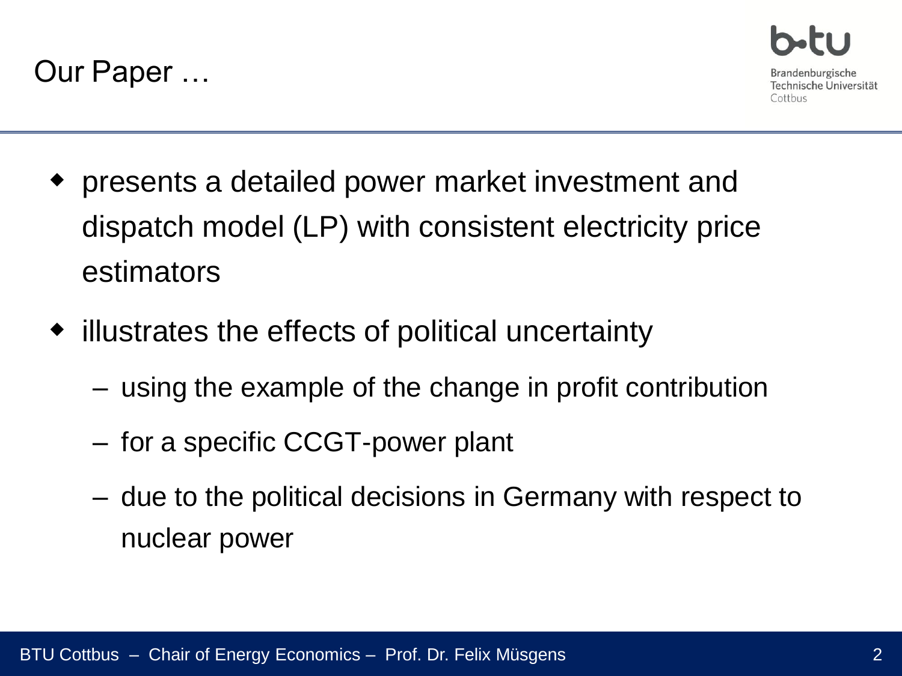# Our Paper …

- presents a detailed power market investment and dispatch model (LP) with consistent electricity price estimators
- illustrates the effects of political uncertainty
  - using the example of the change in profit contribution
  - for a specific CCGT-power plant
  - due to the political decisions in Germany with respect to nuclear power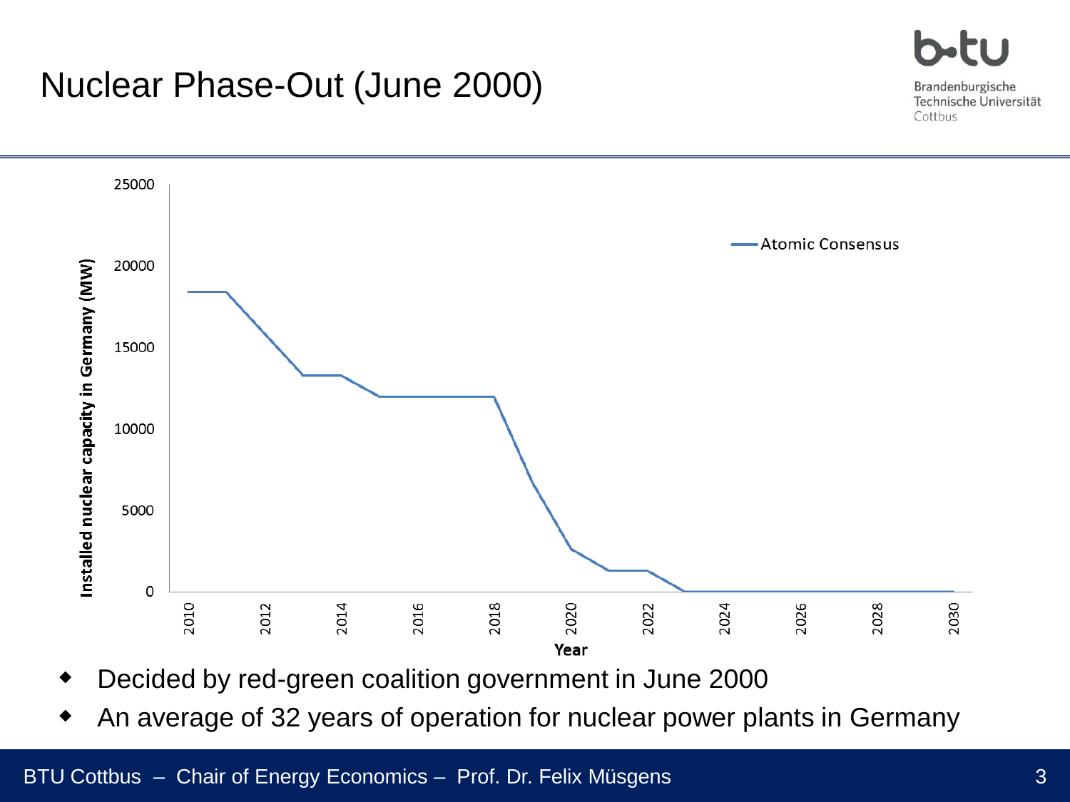# Nuclear Phase-Out (June 2000)

- Decided by red-green coalition government in June 2000
- An average of 32 years of operation for nuclear power plants in Germany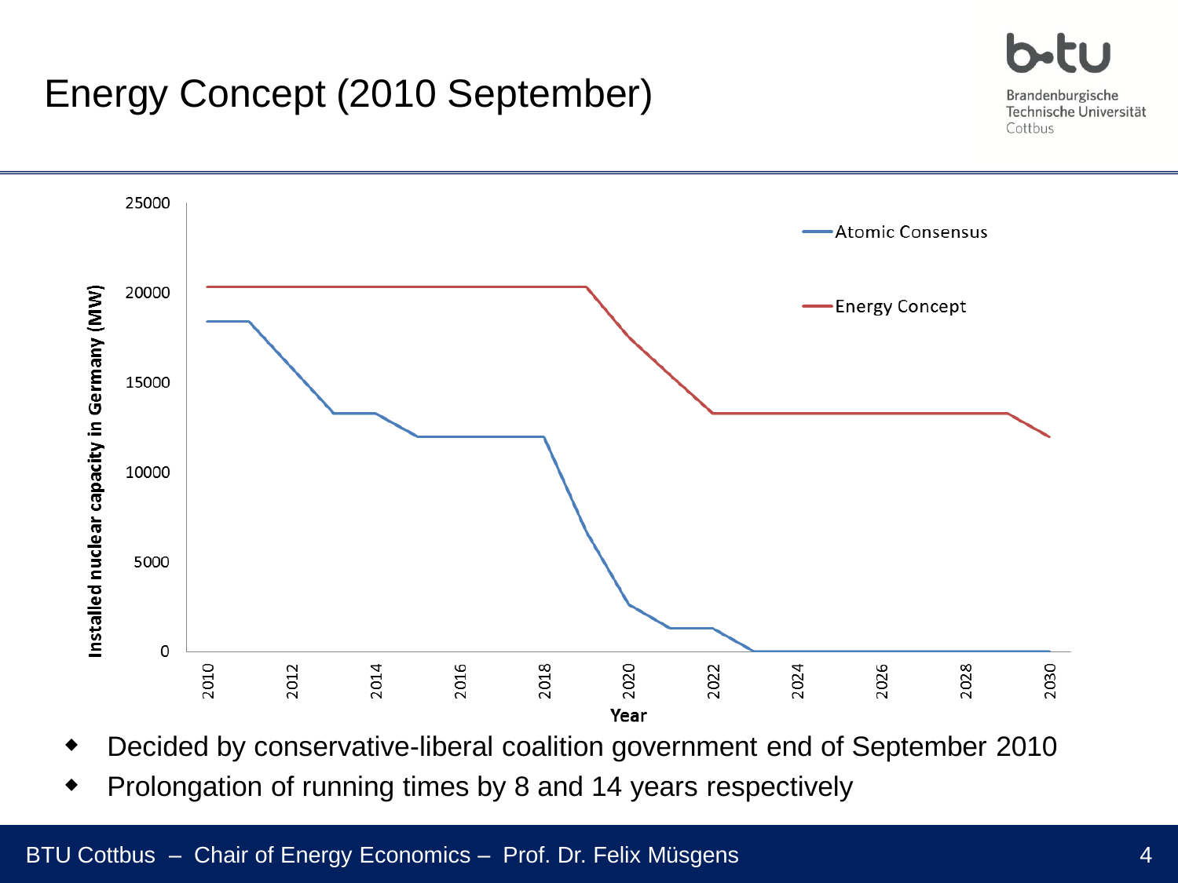# Energy Concept (2010 September)

- Decided by conservative-liberal coalition government end of September 2010
- Prolongation of running times by 8 and 14 years respectively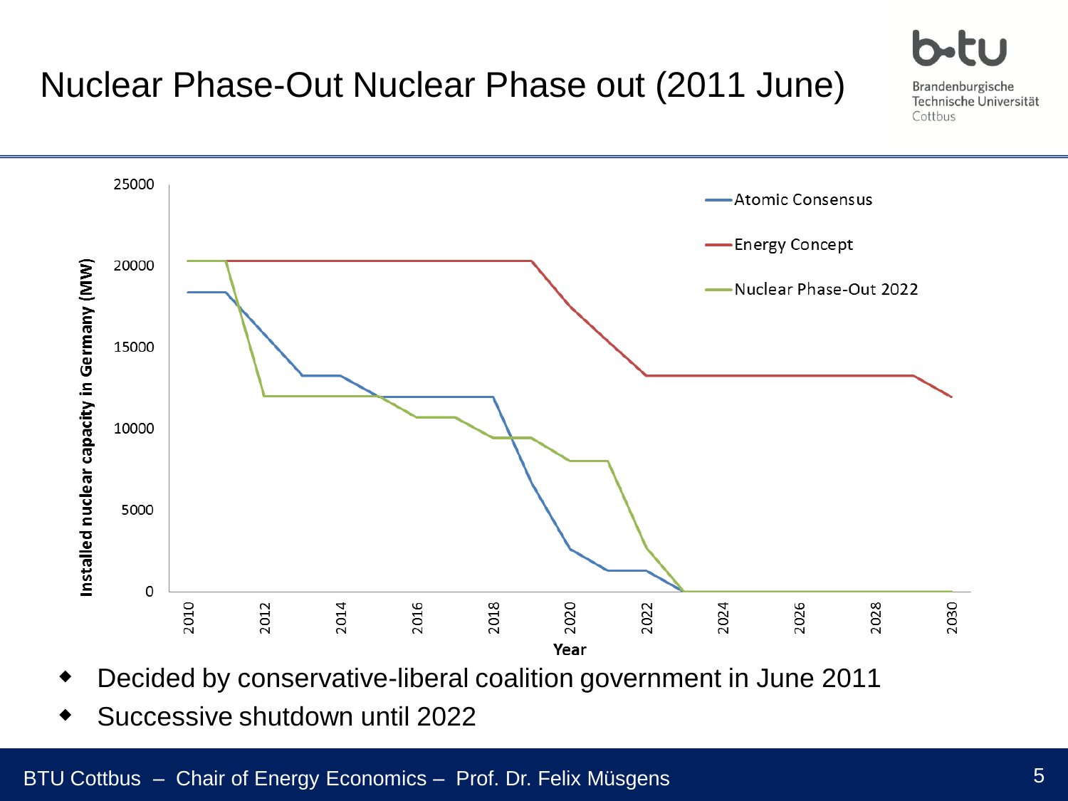# Nuclear Phase-Out Nuclear Phase out (2011 June)

- Decided by conservative-liberal coalition government in June 2011
- Successive shutdown until 2022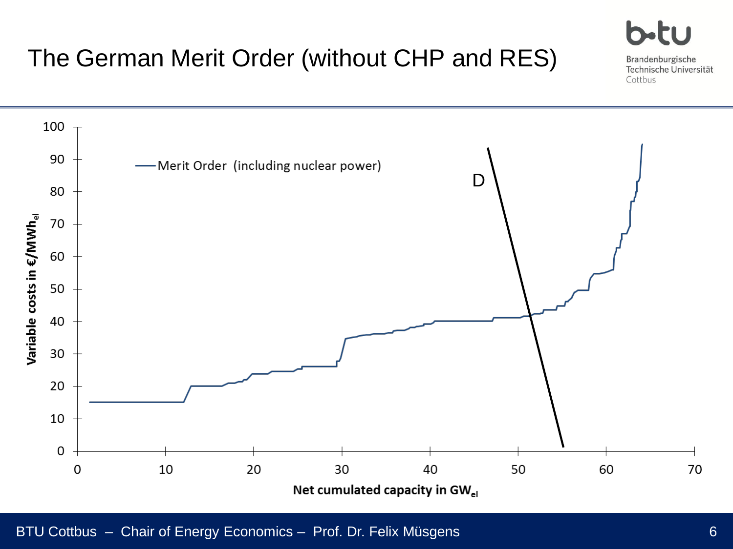# The German Merit Order (without CHP and RES)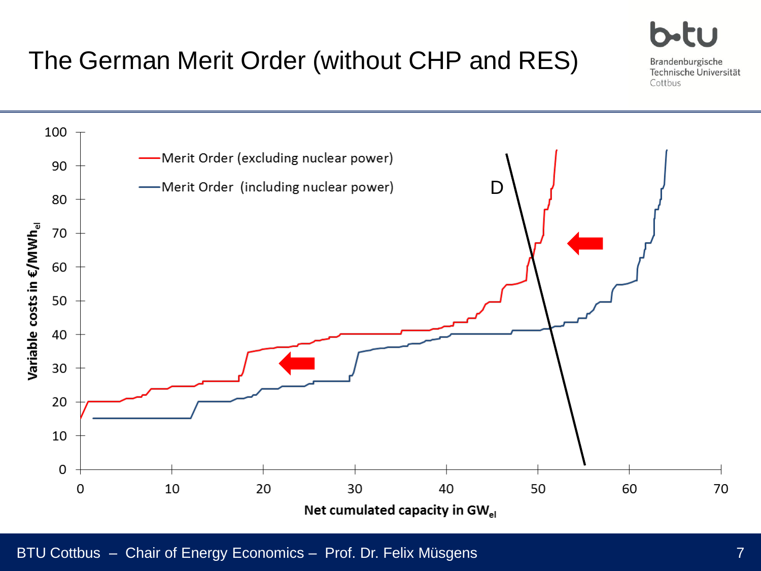# The German Merit Order (without CHP and RES)

- Merit Order (excluding nuclear power)
- Merit Order (including nuclear power)

D

Variable costs in €/$MWh_{el}$

Net cumulated capacity in $GW_{el}$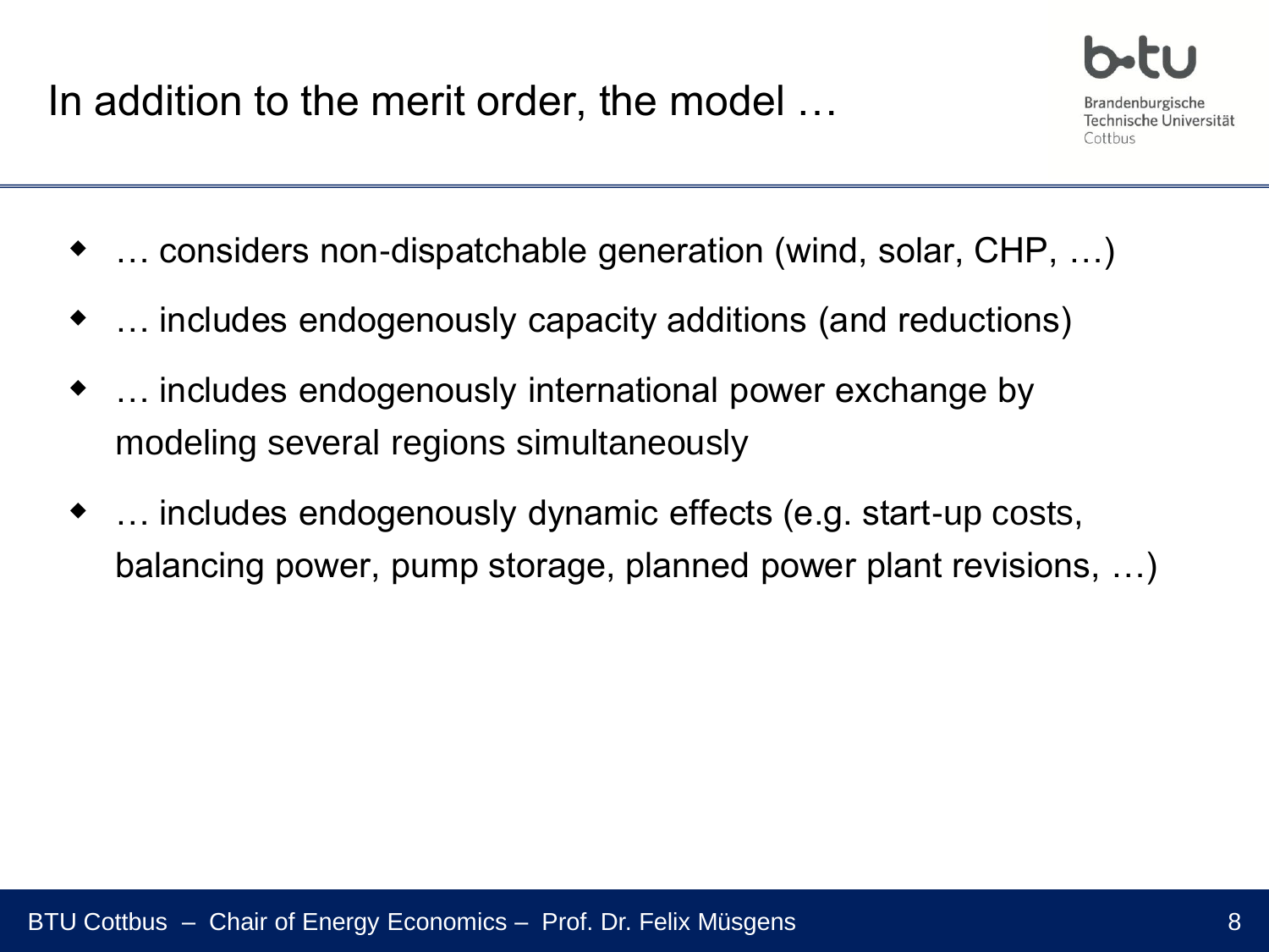# In addition to the merit order, the model …

- … considers non-dispatchable generation (wind, solar, CHP, …)
- … includes endogenously capacity additions (and reductions)
- … includes endogenously international power exchange by modeling several regions simultaneously
- … includes endogenously dynamic effects (e.g. start-up costs, balancing power, pump storage, planned power plant revisions, …)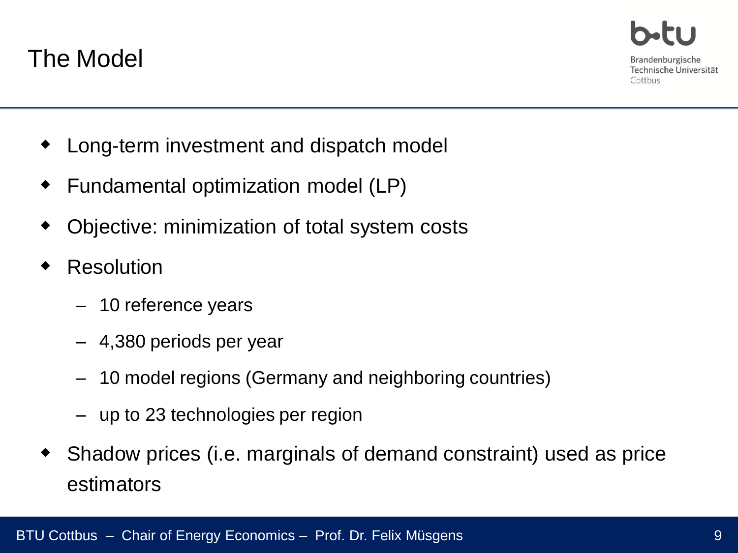# The Model

- Long-term investment and dispatch model
- Fundamental optimization model (LP)
- Objective: minimization of total system costs
- Resolution
  - 10 reference years
  - 4,380 periods per year
  - 10 model regions (Germany and neighboring countries)
  - up to 23 technologies per region
- Shadow prices (i.e. marginals of demand constraint) used as price estimators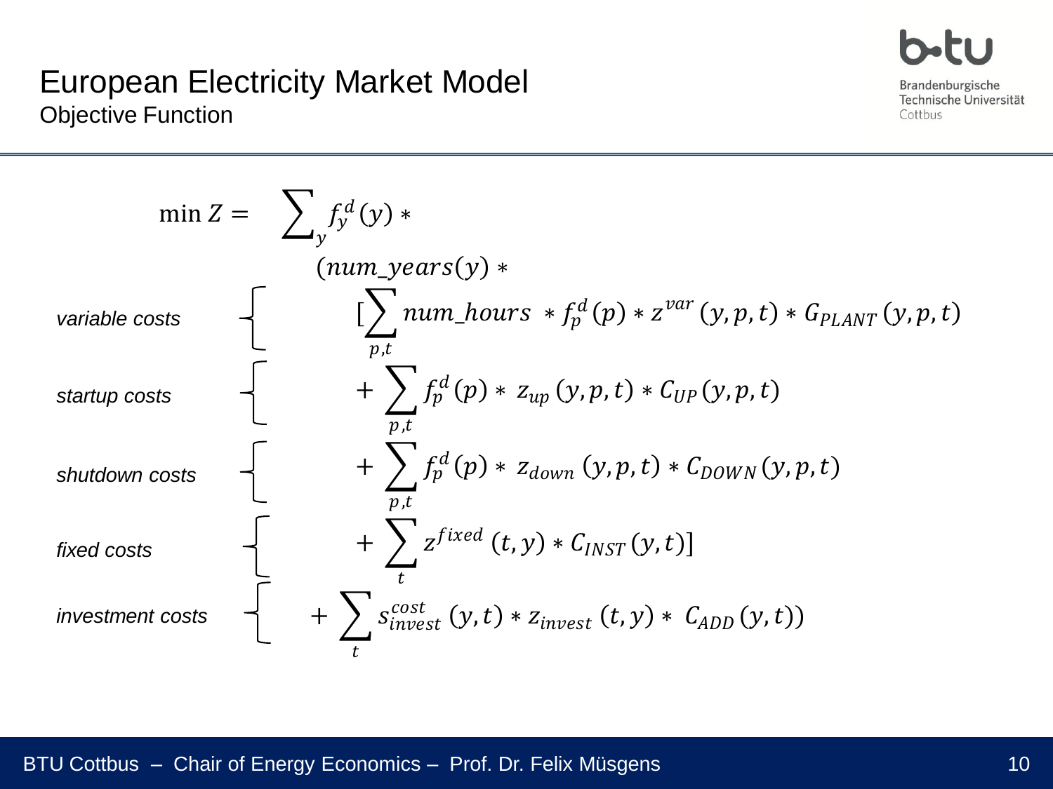# European Electricity Market Model

## Objective Function

$$
\begin{aligned}
\min Z = \; & \sum_{y} f_y^d(y) * \\
& (num\_years(y) * \\
\textit{variable costs} \quad & \Big[\sum_{p,t} num\_hours * f_p^d(p) * z^{var}(y,p,t) * G_{PLANT}(y,p,t) \\
\textit{startup costs} \quad & + \sum_{p,t} f_p^d(p) * z_{up}(y,p,t) * C_{UP}(y,p,t) \\
\textit{shutdown costs} \quad & + \sum_{p,t} f_p^d(p) * z_{down}(y,p,t) * C_{DOWN}(y,p,t) \\
\textit{fixed costs} \quad & + \sum_{t} z^{fixed}(t,y) * C_{INST}(y,t)\Big] \\
\textit{investment costs} \quad & + \sum_{t} s_{invest}^{cost}(y,t) * z_{invest}(t,y) * C_{ADD}(y,t))
\end{aligned}
$$

BTU Cottbus – Chair of Energy Economics – Prof. Dr. Felix Müsgens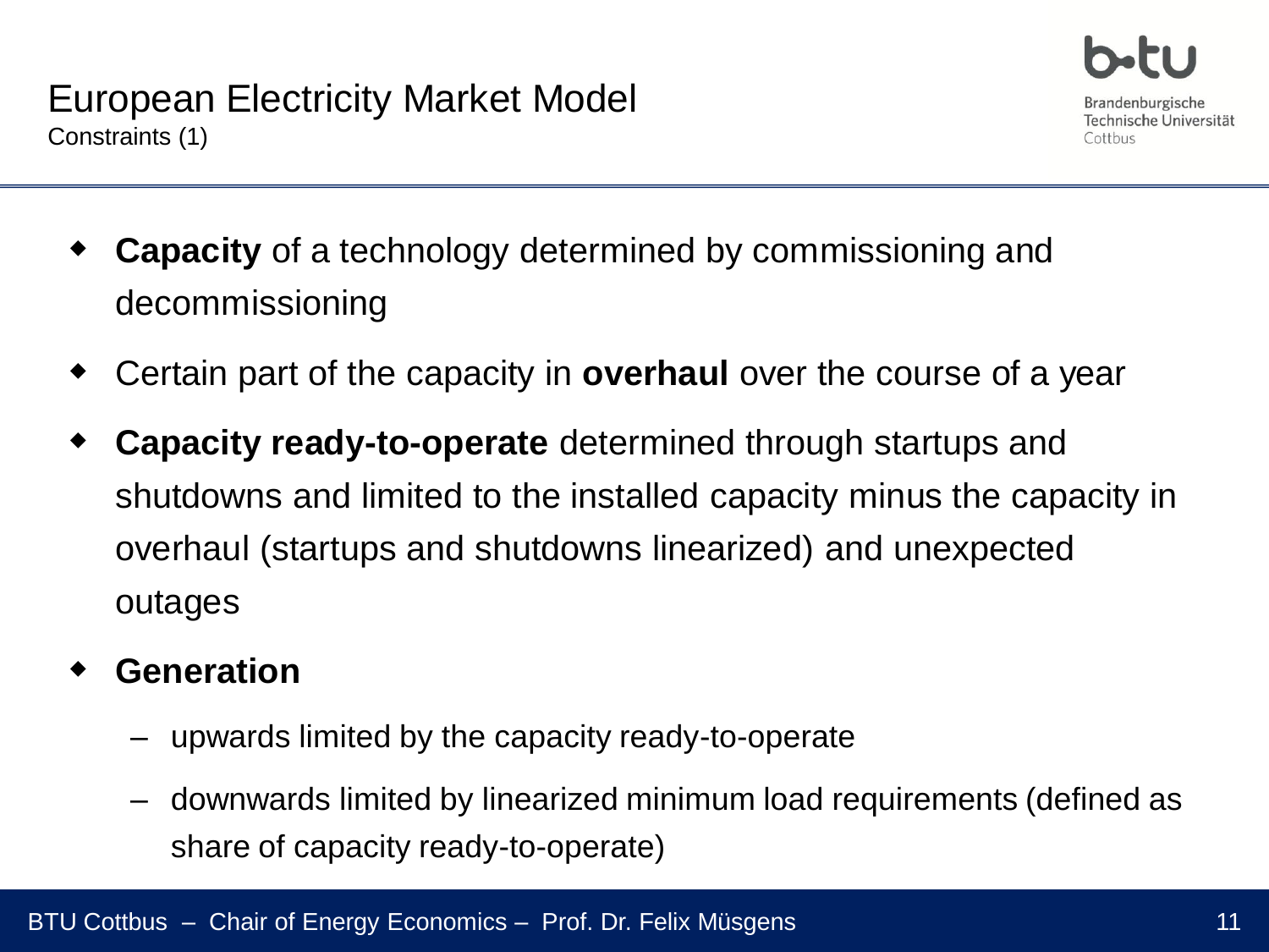# European Electricity Market Model

Constraints (1)

- **Capacity** of a technology determined by commissioning and decommissioning
- Certain part of the capacity in **overhaul** over the course of a year
- **Capacity ready-to-operate** determined through startups and shutdowns and limited to the installed capacity minus the capacity in overhaul (startups and shutdowns linearized) and unexpected outages
- **Generation**
  - upwards limited by the capacity ready-to-operate
  - downwards limited by linearized minimum load requirements (defined as share of capacity ready-to-operate)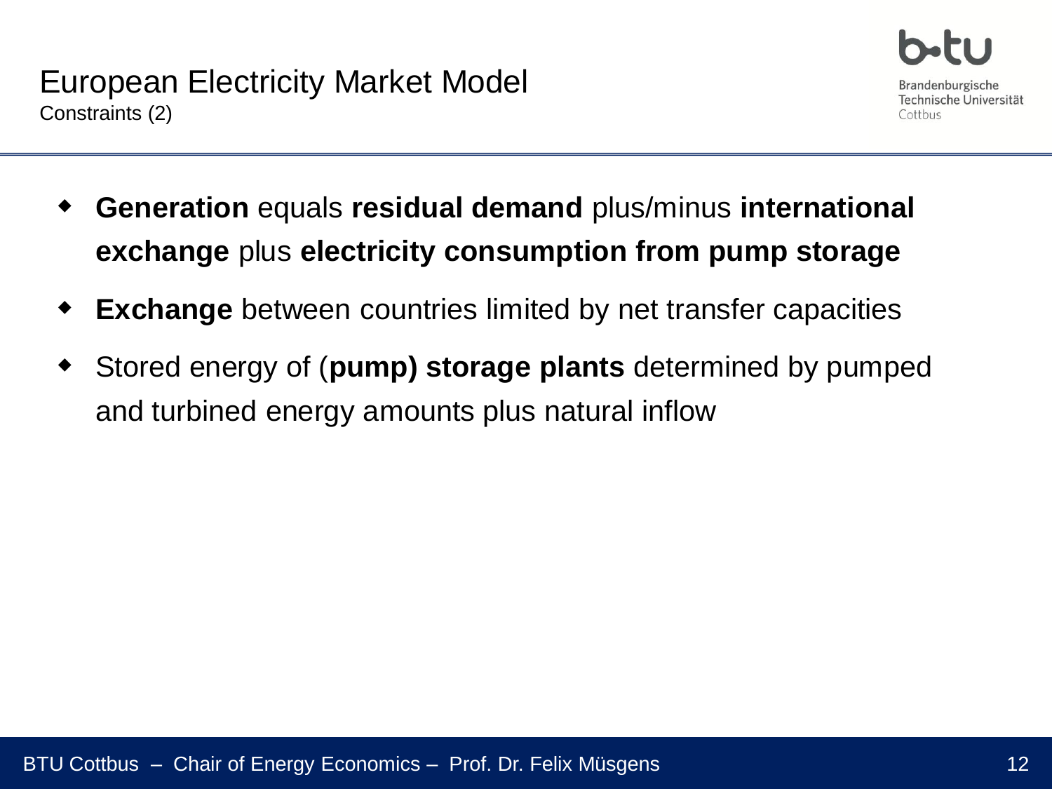# European Electricity Market Model

## Constraints (2)

- **Generation** equals **residual demand** plus/minus **international exchange** plus **electricity consumption from pump storage**
- **Exchange** between countries limited by net transfer capacities
- Stored energy of (**pump) storage plants** determined by pumped and turbined energy amounts plus natural inflow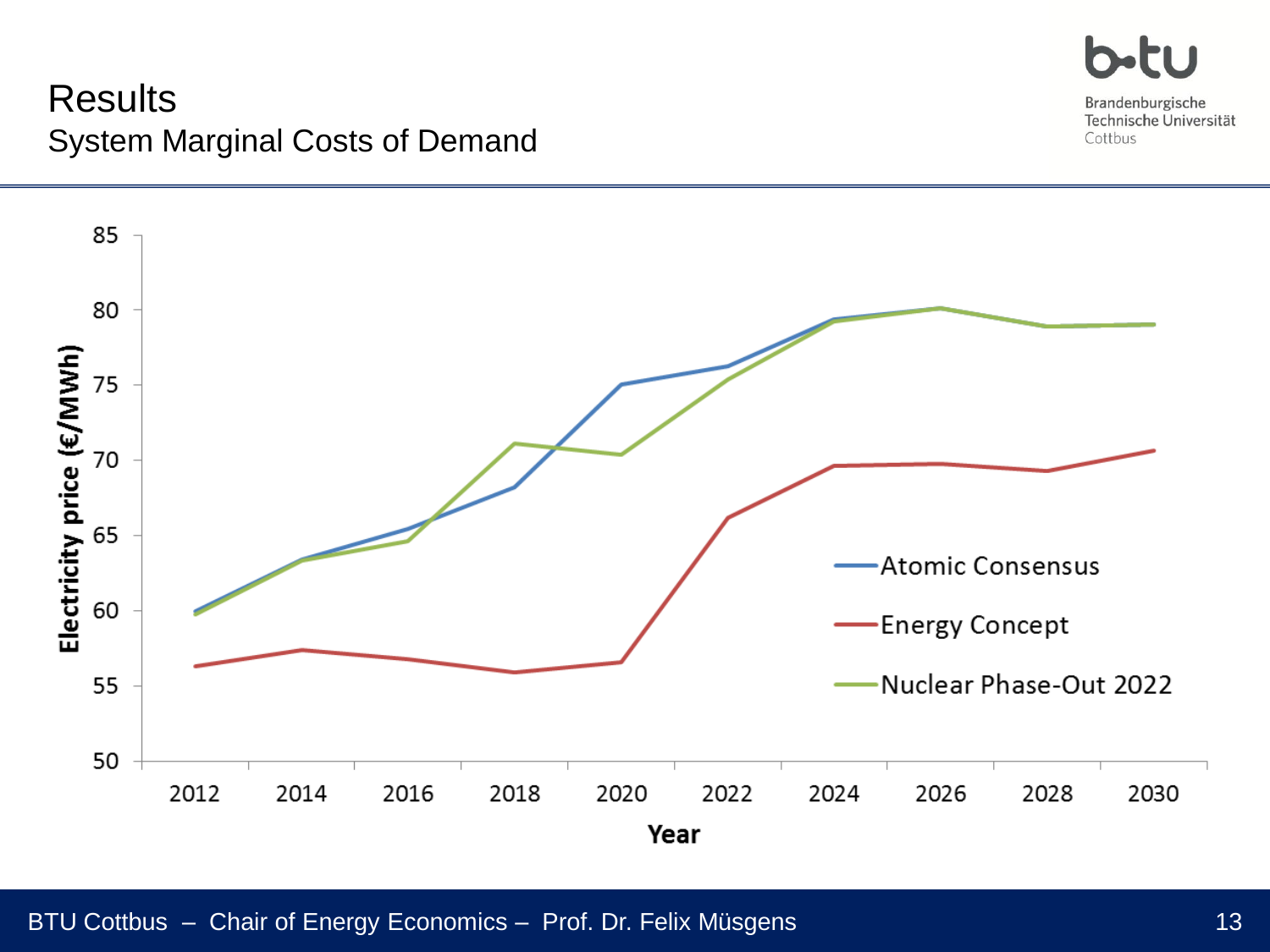# Results

## System Marginal Costs of Demand

Electricity price (€/MWh)

Year

- Atomic Consensus
- Energy Concept
- Nuclear Phase-Out 2022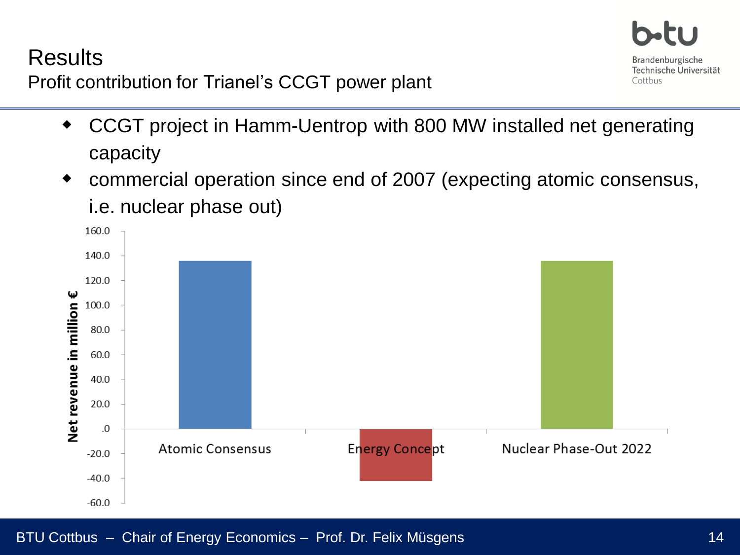# Results

## Profit contribution for Trianel's CCGT power plant

- CCGT project in Hamm-Uentrop with 800 MW installed net generating capacity
- commercial operation since end of 2007 (expecting atomic consensus, i.e. nuclear phase out)

| Scenario | Net revenue in million € |
| --- | --- |
| Atomic Consensus | ~136 |
| Energy Concept | ~-42 |
| Nuclear Phase-Out 2022 | ~136 |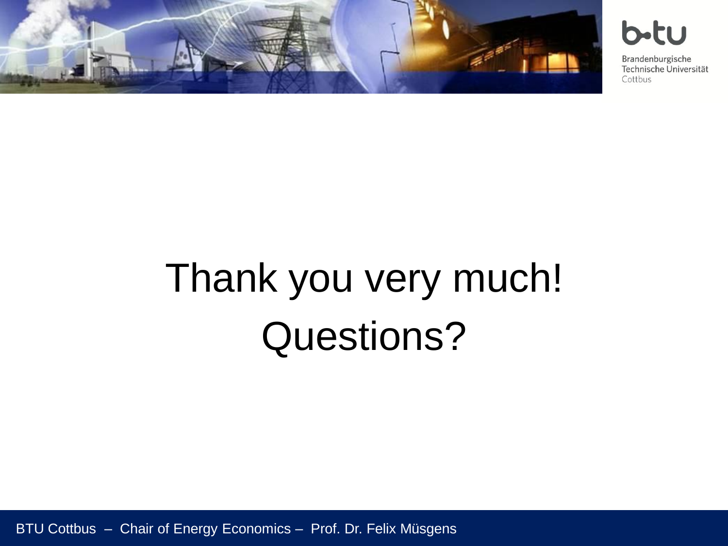# Thank you very much!

# Questions?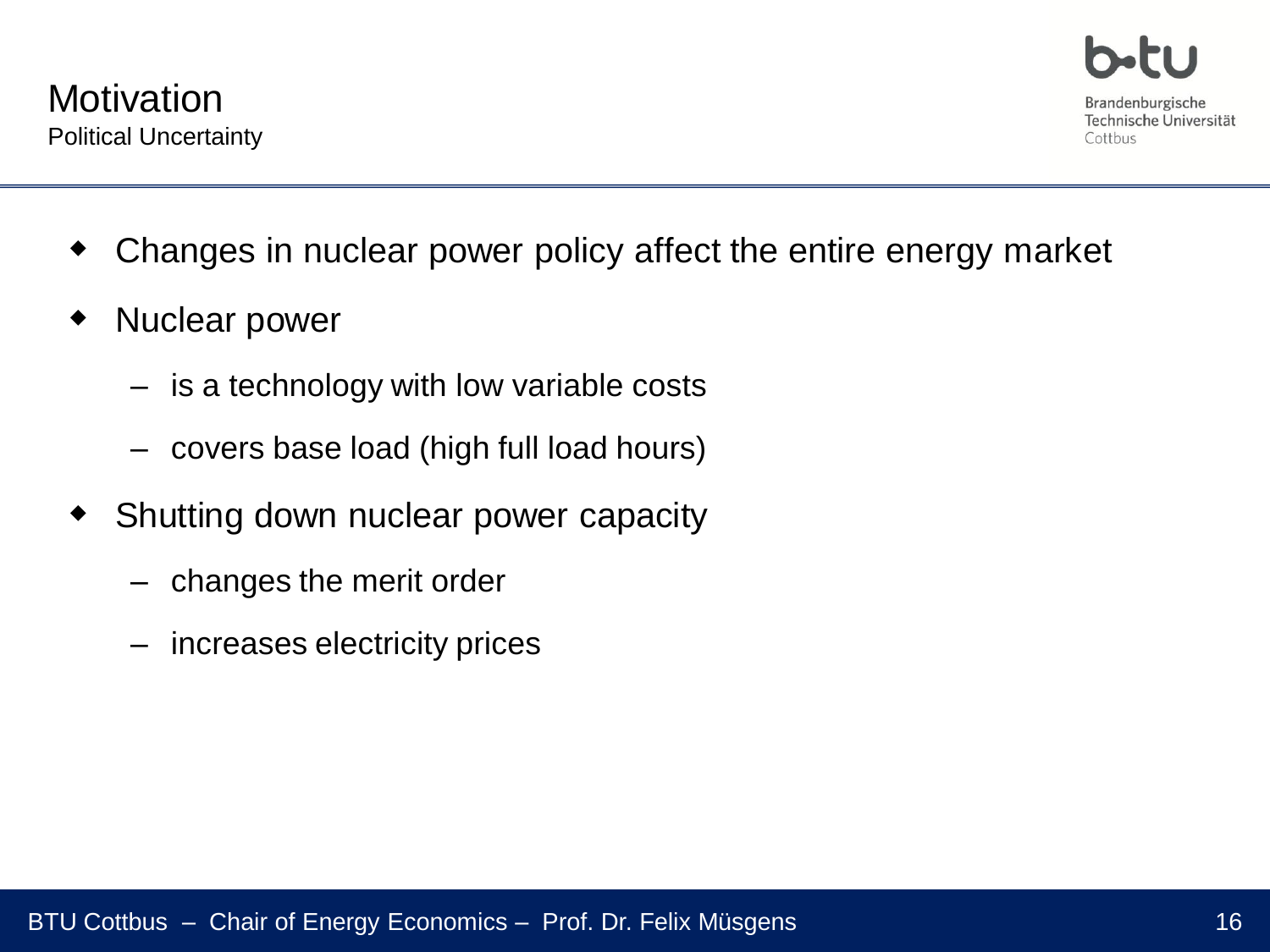# Motivation

## Political Uncertainty

- Changes in nuclear power policy affect the entire energy market
- Nuclear power
  - is a technology with low variable costs
  - covers base load (high full load hours)
- Shutting down nuclear power capacity
  - changes the merit order
  - increases electricity prices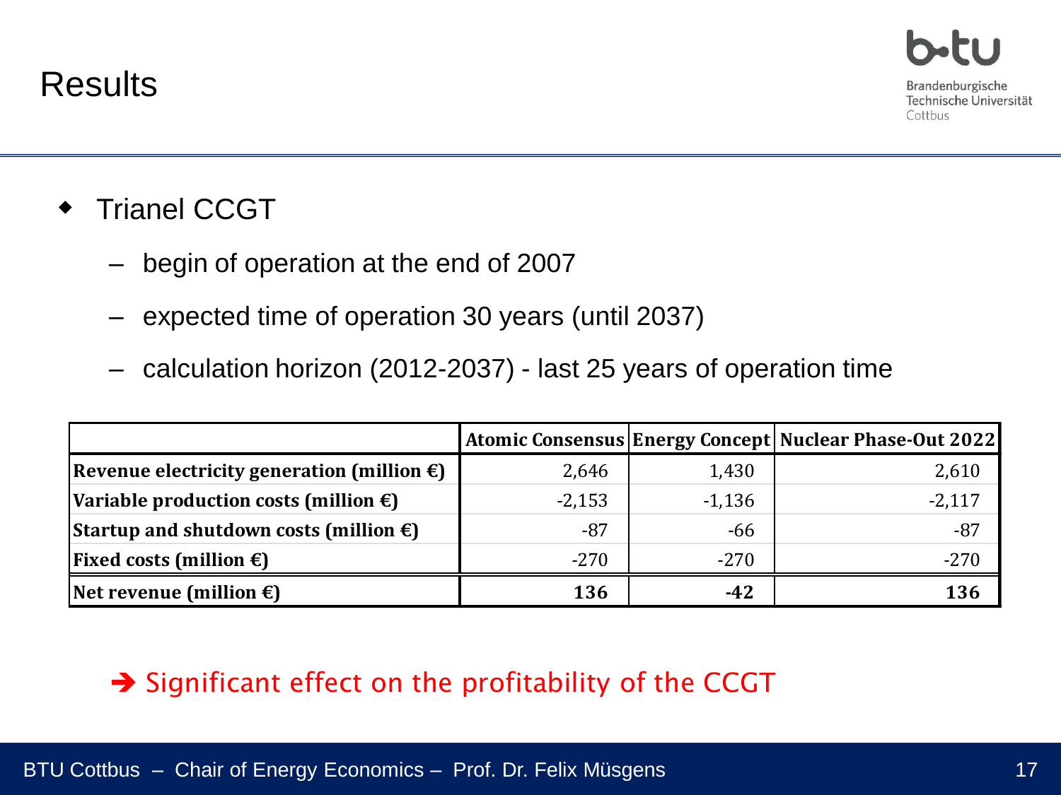# Results

- Trianel CCGT
  - begin of operation at the end of 2007
  - expected time of operation 30 years (until 2037)
  - calculation horizon (2012-2037) - last 25 years of operation time

| | Atomic Consensus | Energy Concept | Nuclear Phase-Out 2022 |
|---|---|---|---|
| **Revenue electricity generation (million €)** | 2,646 | 1,430 | 2,610 |
| **Variable production costs (million €)** | -2,153 | -1,136 | -2,117 |
| **Startup and shutdown costs (million €)** | -87 | -66 | -87 |
| **Fixed costs (million €)** | -270 | -270 | -270 |
| **Net revenue (million €)** | **136** | **-42** | **136** |

➔ Significant effect on the profitability of the CCGT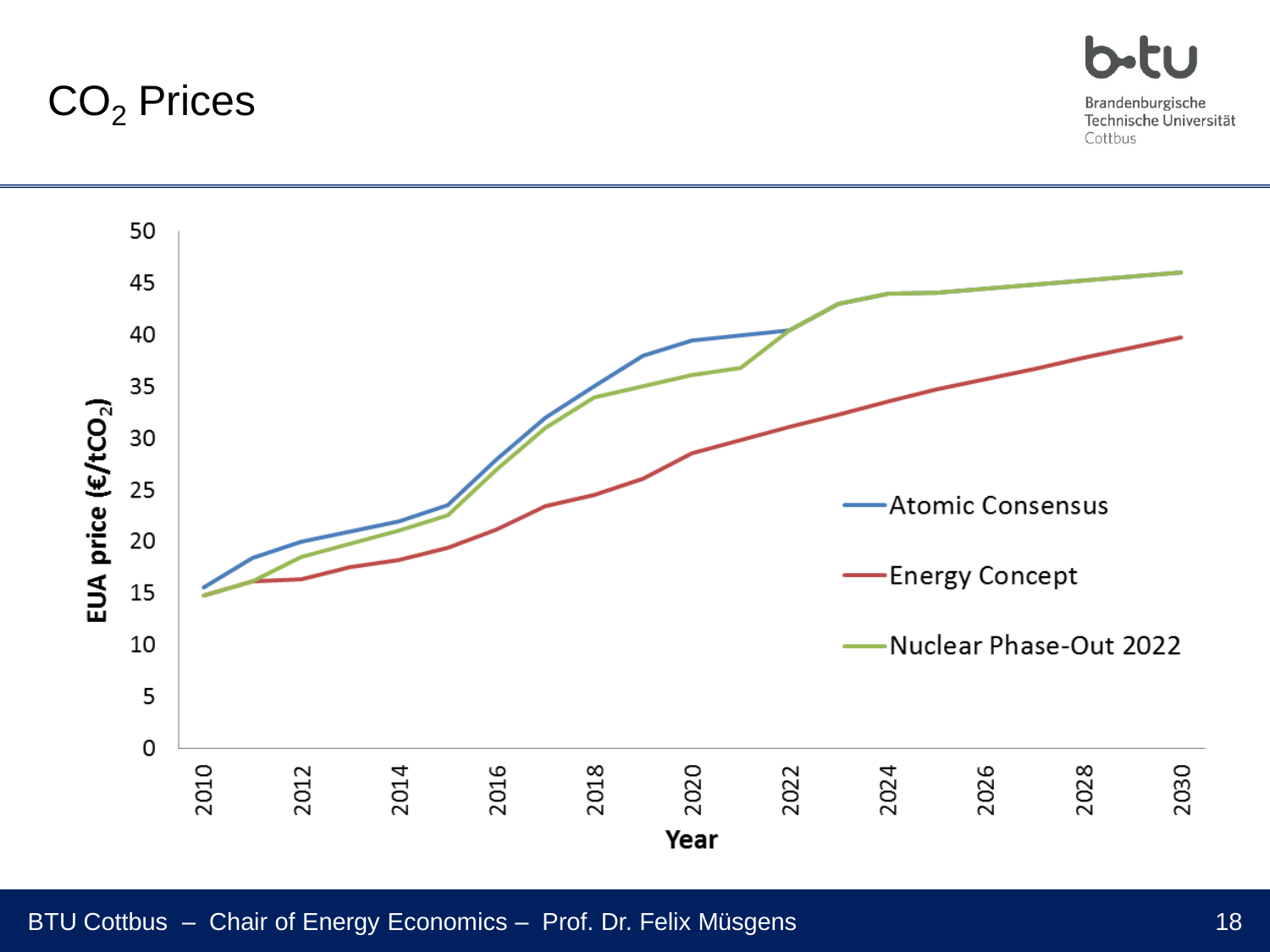# $CO_2$ Prices

50
45
40
35
30
25
20
15
10
5
0

EUA price (€/t$CO_2$)

2010
2012
2014
2016
2018
2020
2022
2024
2026
2028
2030

Year

Atomic Consensus

Energy Concept

Nuclear Phase-Out 2022